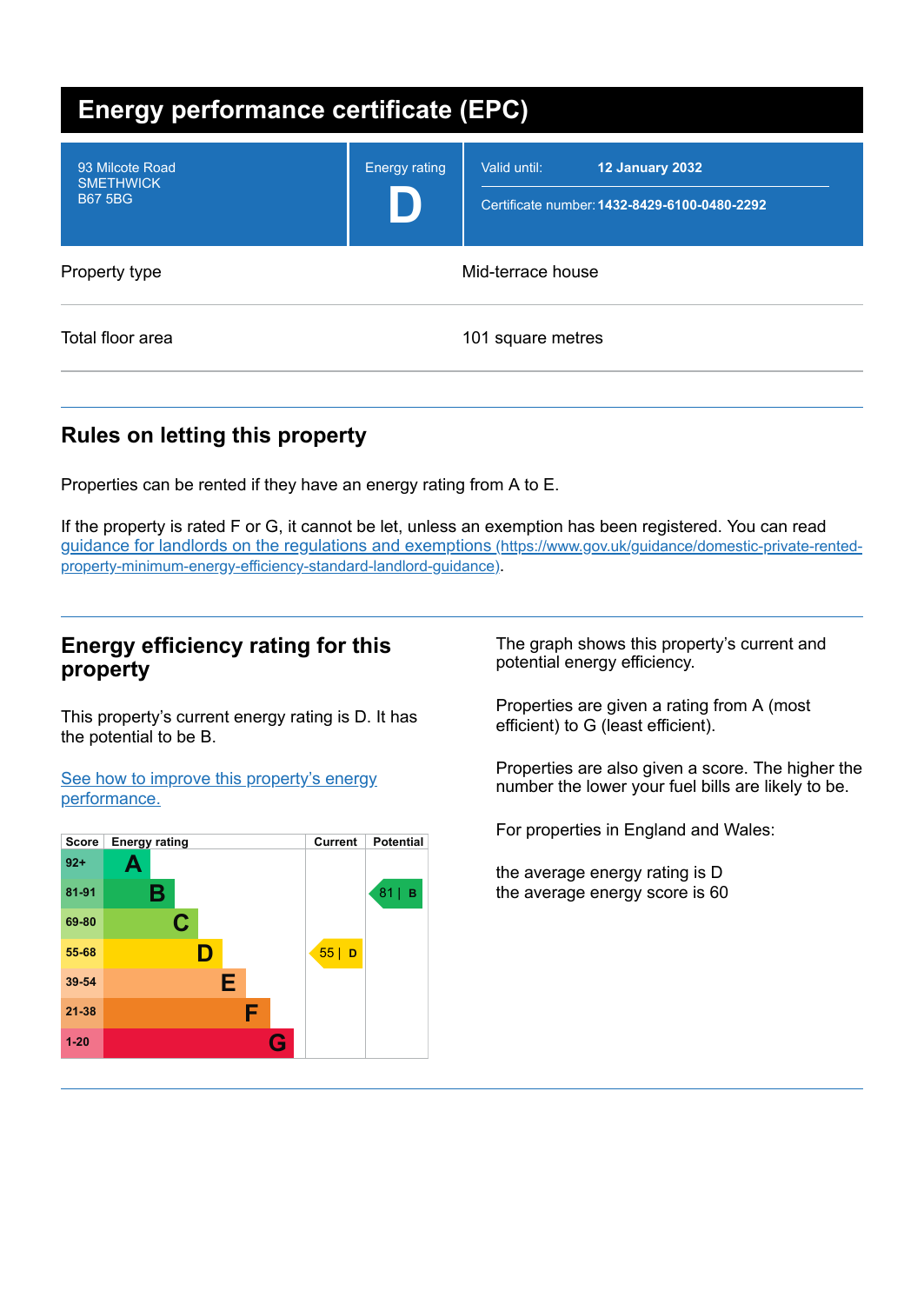# Energy performance certificate (EPC)

| | | |
|---|---|---|
| 93 Milcote Road<br>SMETHWICK<br>B67 5BG | Energy rating<br>**D** | Valid until: **12 January 2032**<br>Certificate number: **1432-8429-6100-0480-2292** |

| | |
|---|---|
| Property type | Mid-terrace house |
| Total floor area | 101 square metres |

## Rules on letting this property

Properties can be rented if they have an energy rating from A to E.

If the property is rated F or G, it cannot be let, unless an exemption has been registered. You can read [guidance for landlords on the regulations and exemptions](https://www.gov.uk/guidance/domestic-private-rented-property-minimum-energy-efficiency-standard-landlord-guidance) (https://www.gov.uk/guidance/domestic-private-rented-property-minimum-energy-efficiency-standard-landlord-guidance).

## Energy efficiency rating for this property

This property's current energy rating is D. It has the potential to be B.

[See how to improve this property's energy performance.]()

| Score | Energy rating | Current | Potential |
|---|---|---|---|
| 92+ | A | | |
| 81-91 | B | | 81 \| B |
| 69-80 | C | | |
| 55-68 | D | 55 \| D | |
| 39-54 | E | | |
| 21-38 | F | | |
| 1-20 | G | | |

The graph shows this property's current and potential energy efficiency.

Properties are given a rating from A (most efficient) to G (least efficient).

Properties are also given a score. The higher the number the lower your fuel bills are likely to be.

For properties in England and Wales:

the average energy rating is D
the average energy score is 60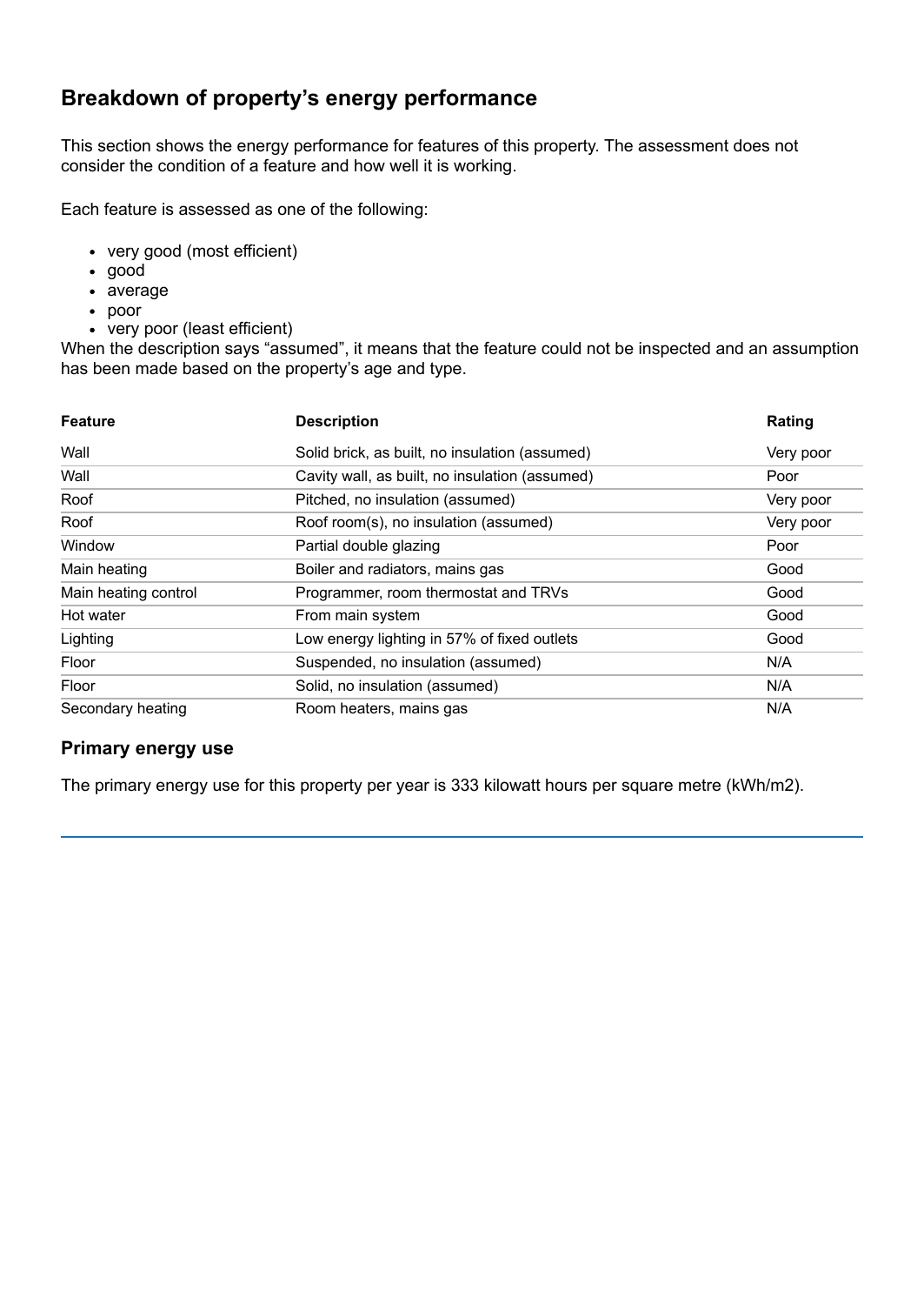## Breakdown of property's energy performance

This section shows the energy performance for features of this property. The assessment does not consider the condition of a feature and how well it is working.

Each feature is assessed as one of the following:

- very good (most efficient)
- good
- average
- poor
- very poor (least efficient)

When the description says "assumed", it means that the feature could not be inspected and an assumption has been made based on the property's age and type.

| Feature | Description | Rating |
|---|---|---|
| Wall | Solid brick, as built, no insulation (assumed) | Very poor |
| Wall | Cavity wall, as built, no insulation (assumed) | Poor |
| Roof | Pitched, no insulation (assumed) | Very poor |
| Roof | Roof room(s), no insulation (assumed) | Very poor |
| Window | Partial double glazing | Poor |
| Main heating | Boiler and radiators, mains gas | Good |
| Main heating control | Programmer, room thermostat and TRVs | Good |
| Hot water | From main system | Good |
| Lighting | Low energy lighting in 57% of fixed outlets | Good |
| Floor | Suspended, no insulation (assumed) | N/A |
| Floor | Solid, no insulation (assumed) | N/A |
| Secondary heating | Room heaters, mains gas | N/A |

### Primary energy use

The primary energy use for this property per year is 333 kilowatt hours per square metre (kWh/m2).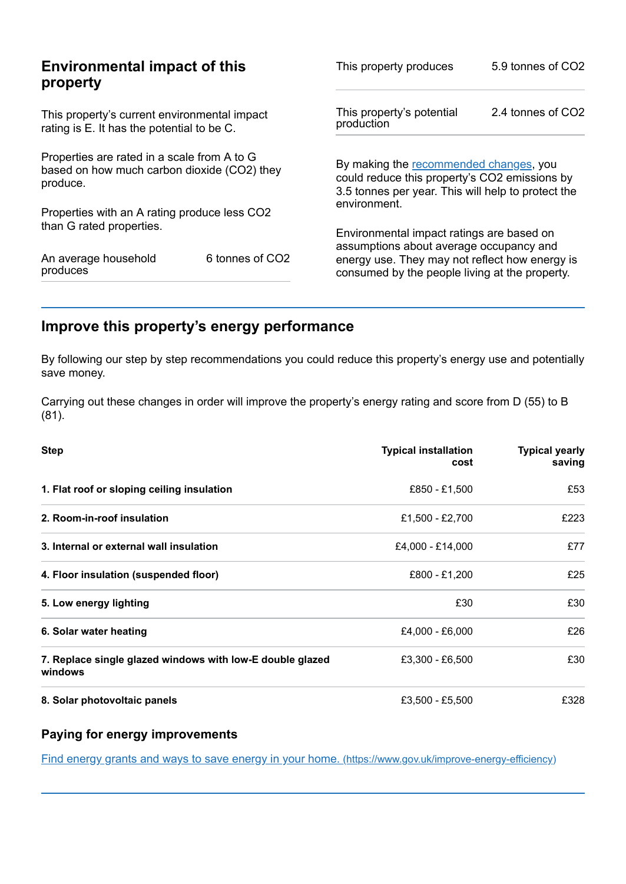## Environmental impact of this property

This property's current environmental impact rating is E. It has the potential to be C.

Properties are rated in a scale from A to G based on how much carbon dioxide ($CO_2$) they produce.

Properties with an A rating produce less $CO_2$ than G rated properties.

| | |
|---|---|
| An average household produces | 6 tonnes of $CO_2$ |

| | |
|---|---|
| This property produces | 5.9 tonnes of $CO_2$ |
| This property's potential production | 2.4 tonnes of $CO_2$ |

By making the recommended changes, you could reduce this property's $CO_2$ emissions by 3.5 tonnes per year. This will help to protect the environment.

Environmental impact ratings are based on assumptions about average occupancy and energy use. They may not reflect how energy is consumed by the people living at the property.

## Improve this property's energy performance

By following our step by step recommendations you could reduce this property's energy use and potentially save money.

Carrying out these changes in order will improve the property's energy rating and score from D (55) to B (81).

| Step | Typical installation cost | Typical yearly saving |
|---|---:|---:|
| **1. Flat roof or sloping ceiling insulation** | £850 - £1,500 | £53 |
| **2. Room-in-roof insulation** | £1,500 - £2,700 | £223 |
| **3. Internal or external wall insulation** | £4,000 - £14,000 | £77 |
| **4. Floor insulation (suspended floor)** | £800 - £1,200 | £25 |
| **5. Low energy lighting** | £30 | £30 |
| **6. Solar water heating** | £4,000 - £6,000 | £26 |
| **7. Replace single glazed windows with low-E double glazed windows** | £3,300 - £6,500 | £30 |
| **8. Solar photovoltaic panels** | £3,500 - £5,500 | £328 |

### Paying for energy improvements

Find energy grants and ways to save energy in your home. (https://www.gov.uk/improve-energy-efficiency)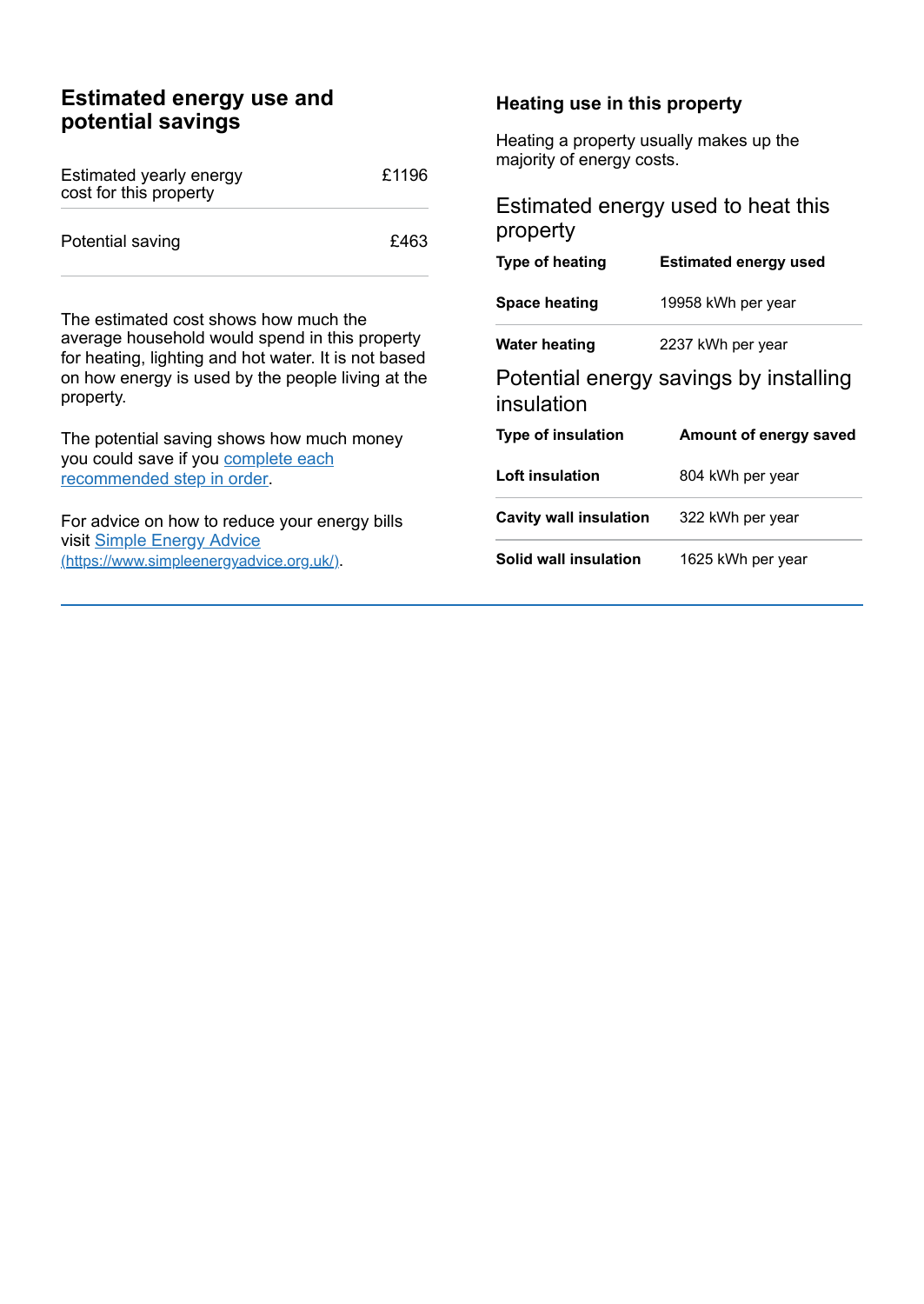## Estimated energy use and potential savings

| Estimated yearly energy cost for this property | £1196 |
| --- | --- |
| Potential saving | £463 |

The estimated cost shows how much the average household would spend in this property for heating, lighting and hot water. It is not based on how energy is used by the people living at the property.

The potential saving shows how much money you could save if you [complete each recommended step in order](#).

For advice on how to reduce your energy bills visit [Simple Energy Advice (https://www.simpleenergyadvice.org.uk/)](https://www.simpleenergyadvice.org.uk/).

### Heating use in this property

Heating a property usually makes up the majority of energy costs.

### Estimated energy used to heat this property

| Type of heating | Estimated energy used |
| --- | --- |
| **Space heating** | 19958 kWh per year |
| **Water heating** | 2237 kWh per year |

### Potential energy savings by installing insulation

| Type of insulation | Amount of energy saved |
| --- | --- |
| **Loft insulation** | 804 kWh per year |
| **Cavity wall insulation** | 322 kWh per year |
| **Solid wall insulation** | 1625 kWh per year |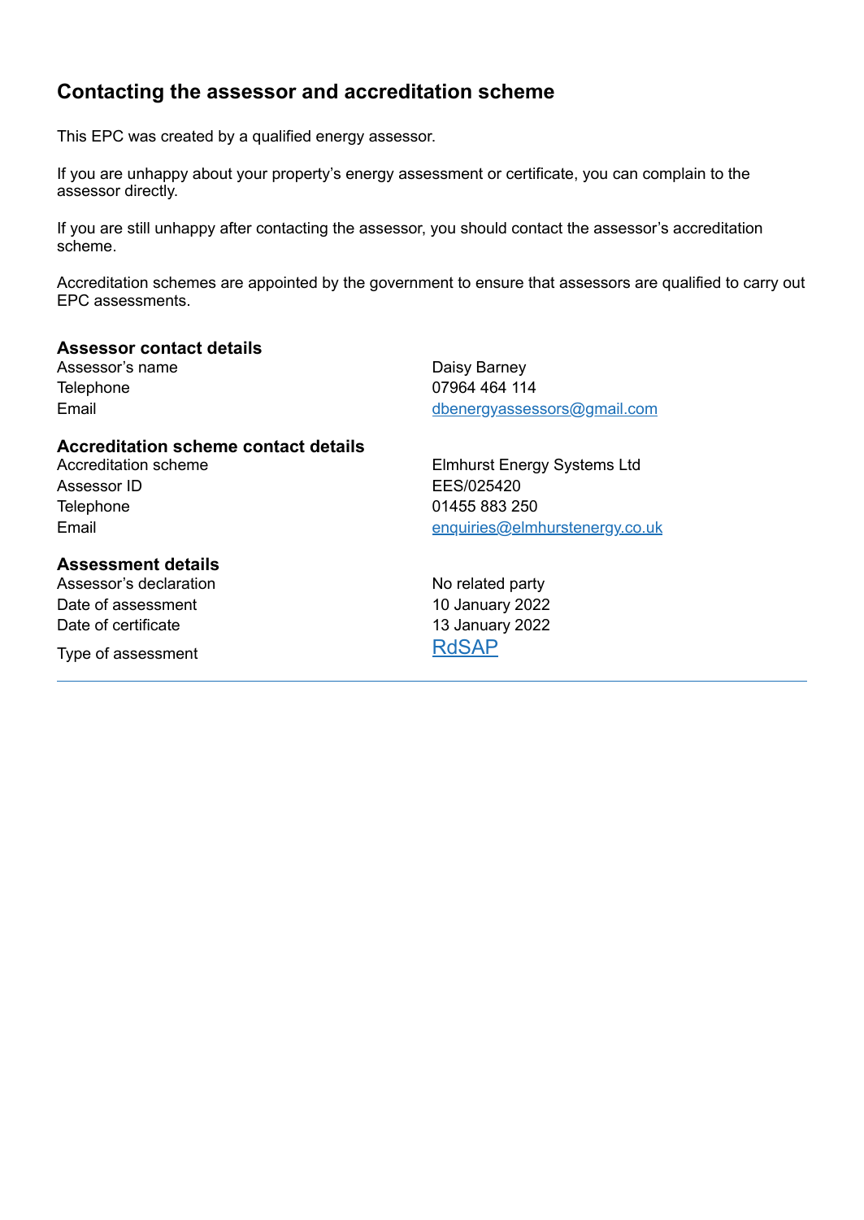## Contacting the assessor and accreditation scheme

This EPC was created by a qualified energy assessor.

If you are unhappy about your property's energy assessment or certificate, you can complain to the assessor directly.

If you are still unhappy after contacting the assessor, you should contact the assessor's accreditation scheme.

Accreditation schemes are appointed by the government to ensure that assessors are qualified to carry out EPC assessments.

### Assessor contact details

| | |
|---|---|
| Assessor's name | Daisy Barney |
| Telephone | 07964 464 114 |
| Email | dbenergyassessors@gmail.com |

### Accreditation scheme contact details

| | |
|---|---|
| Accreditation scheme | Elmhurst Energy Systems Ltd |
| Assessor ID | EES/025420 |
| Telephone | 01455 883 250 |
| Email | enquiries@elmhurstenergy.co.uk |

### Assessment details

| | |
|---|---|
| Assessor's declaration | No related party |
| Date of assessment | 10 January 2022 |
| Date of certificate | 13 January 2022 |
| Type of assessment | RdSAP |